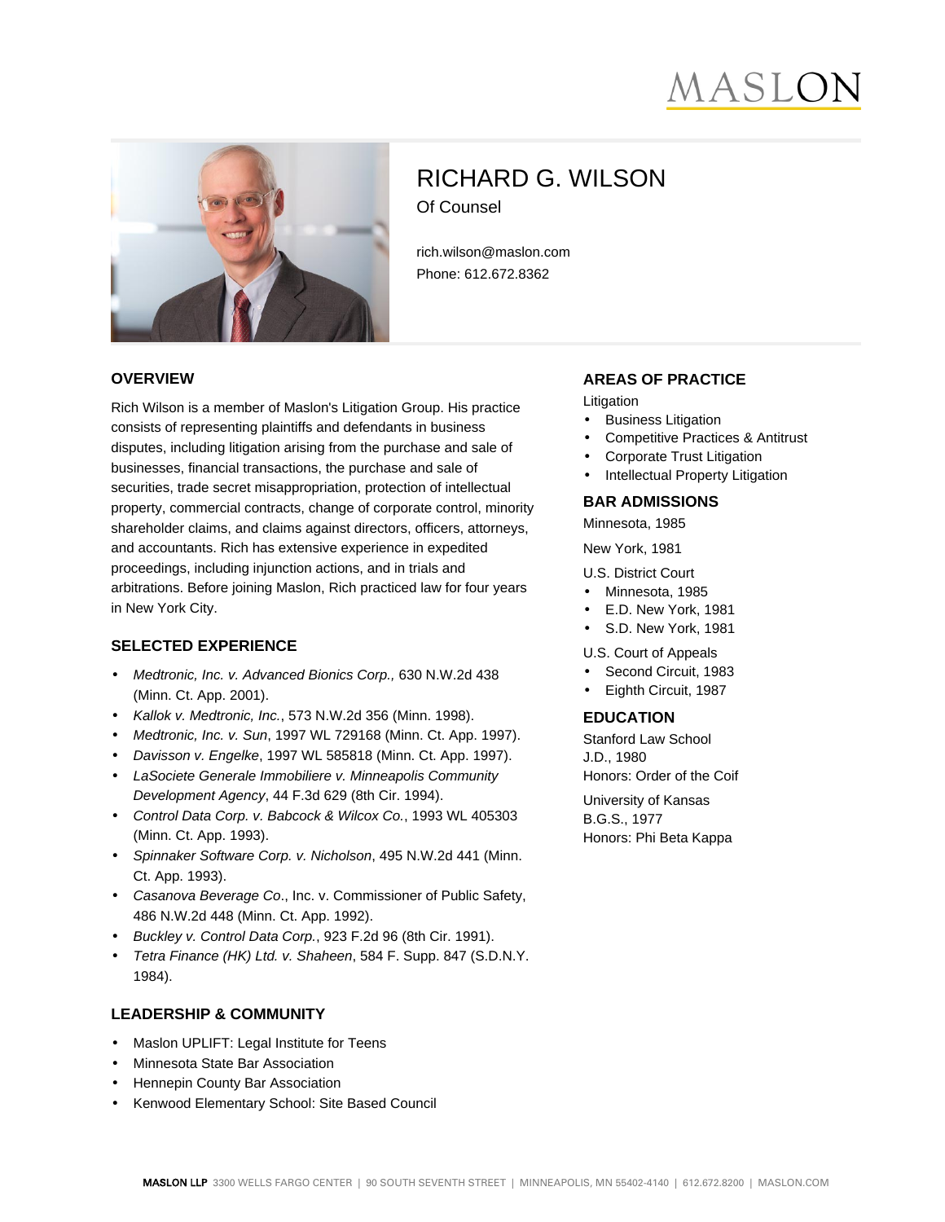MASLON

# RICHARD G. WILSON

Of Counsel

rich.wilson@maslon.com
Phone: 612.672.8362

## OVERVIEW

Rich Wilson is a member of Maslon's Litigation Group. His practice consists of representing plaintiffs and defendants in business disputes, including litigation arising from the purchase and sale of businesses, financial transactions, the purchase and sale of securities, trade secret misappropriation, protection of intellectual property, commercial contracts, change of corporate control, minority shareholder claims, and claims against directors, officers, attorneys, and accountants. Rich has extensive experience in expedited proceedings, including injunction actions, and in trials and arbitrations. Before joining Maslon, Rich practiced law for four years in New York City.

## SELECTED EXPERIENCE

- *Medtronic, Inc. v. Advanced Bionics Corp.,* 630 N.W.2d 438 (Minn. Ct. App. 2001).
- *Kallok v. Medtronic, Inc.*, 573 N.W.2d 356 (Minn. 1998).
- *Medtronic, Inc. v. Sun*, 1997 WL 729168 (Minn. Ct. App. 1997).
- *Davisson v. Engelke*, 1997 WL 585818 (Minn. Ct. App. 1997).
- *LaSociete Generale Immobiliere v. Minneapolis Community Development Agency*, 44 F.3d 629 (8th Cir. 1994).
- *Control Data Corp. v. Babcock & Wilcox Co.*, 1993 WL 405303 (Minn. Ct. App. 1993).
- *Spinnaker Software Corp. v. Nicholson*, 495 N.W.2d 441 (Minn. Ct. App. 1993).
- *Casanova Beverage Co*., Inc. v. Commissioner of Public Safety, 486 N.W.2d 448 (Minn. Ct. App. 1992).
- *Buckley v. Control Data Corp.*, 923 F.2d 96 (8th Cir. 1991).
- *Tetra Finance (HK) Ltd. v. Shaheen*, 584 F. Supp. 847 (S.D.N.Y. 1984).

## LEADERSHIP & COMMUNITY

- Maslon UPLIFT: Legal Institute for Teens
- Minnesota State Bar Association
- Hennepin County Bar Association
- Kenwood Elementary School: Site Based Council

## AREAS OF PRACTICE

Litigation

- Business Litigation
- Competitive Practices & Antitrust
- Corporate Trust Litigation
- Intellectual Property Litigation

## BAR ADMISSIONS

Minnesota, 1985

New York, 1981

U.S. District Court

- Minnesota, 1985
- E.D. New York, 1981
- S.D. New York, 1981

U.S. Court of Appeals

- Second Circuit, 1983
- Eighth Circuit, 1987

## EDUCATION

Stanford Law School
J.D., 1980
Honors: Order of the Coif

University of Kansas
B.G.S., 1977
Honors: Phi Beta Kappa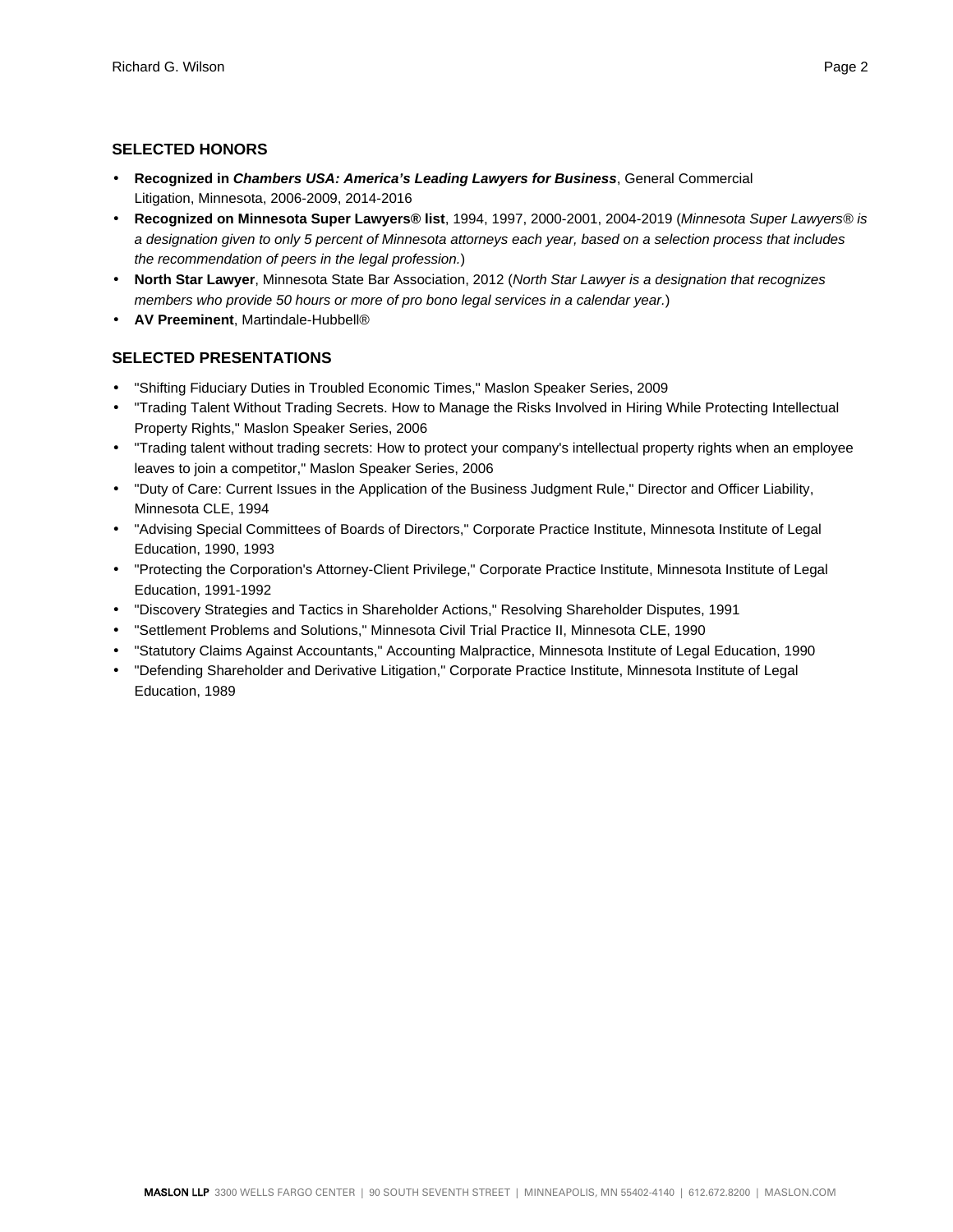## SELECTED HONORS

- **Recognized in *Chambers USA: America's Leading Lawyers for Business***, General Commercial Litigation, Minnesota, 2006-2009, 2014-2016
- **Recognized on Minnesota Super Lawyers® list**, 1994, 1997, 2000-2001, 2004-2019 (*Minnesota Super Lawyers® is a designation given to only 5 percent of Minnesota attorneys each year, based on a selection process that includes the recommendation of peers in the legal profession.*)
- **North Star Lawyer**, Minnesota State Bar Association, 2012 (*North Star Lawyer is a designation that recognizes members who provide 50 hours or more of pro bono legal services in a calendar year.*)
- **AV Preeminent**, Martindale-Hubbell®

## SELECTED PRESENTATIONS

- "Shifting Fiduciary Duties in Troubled Economic Times," Maslon Speaker Series, 2009
- "Trading Talent Without Trading Secrets. How to Manage the Risks Involved in Hiring While Protecting Intellectual Property Rights," Maslon Speaker Series, 2006
- "Trading talent without trading secrets: How to protect your company's intellectual property rights when an employee leaves to join a competitor," Maslon Speaker Series, 2006
- "Duty of Care: Current Issues in the Application of the Business Judgment Rule," Director and Officer Liability, Minnesota CLE, 1994
- "Advising Special Committees of Boards of Directors," Corporate Practice Institute, Minnesota Institute of Legal Education, 1990, 1993
- "Protecting the Corporation's Attorney-Client Privilege," Corporate Practice Institute, Minnesota Institute of Legal Education, 1991-1992
- "Discovery Strategies and Tactics in Shareholder Actions," Resolving Shareholder Disputes, 1991
- "Settlement Problems and Solutions," Minnesota Civil Trial Practice II, Minnesota CLE, 1990
- "Statutory Claims Against Accountants," Accounting Malpractice, Minnesota Institute of Legal Education, 1990
- "Defending Shareholder and Derivative Litigation," Corporate Practice Institute, Minnesota Institute of Legal Education, 1989